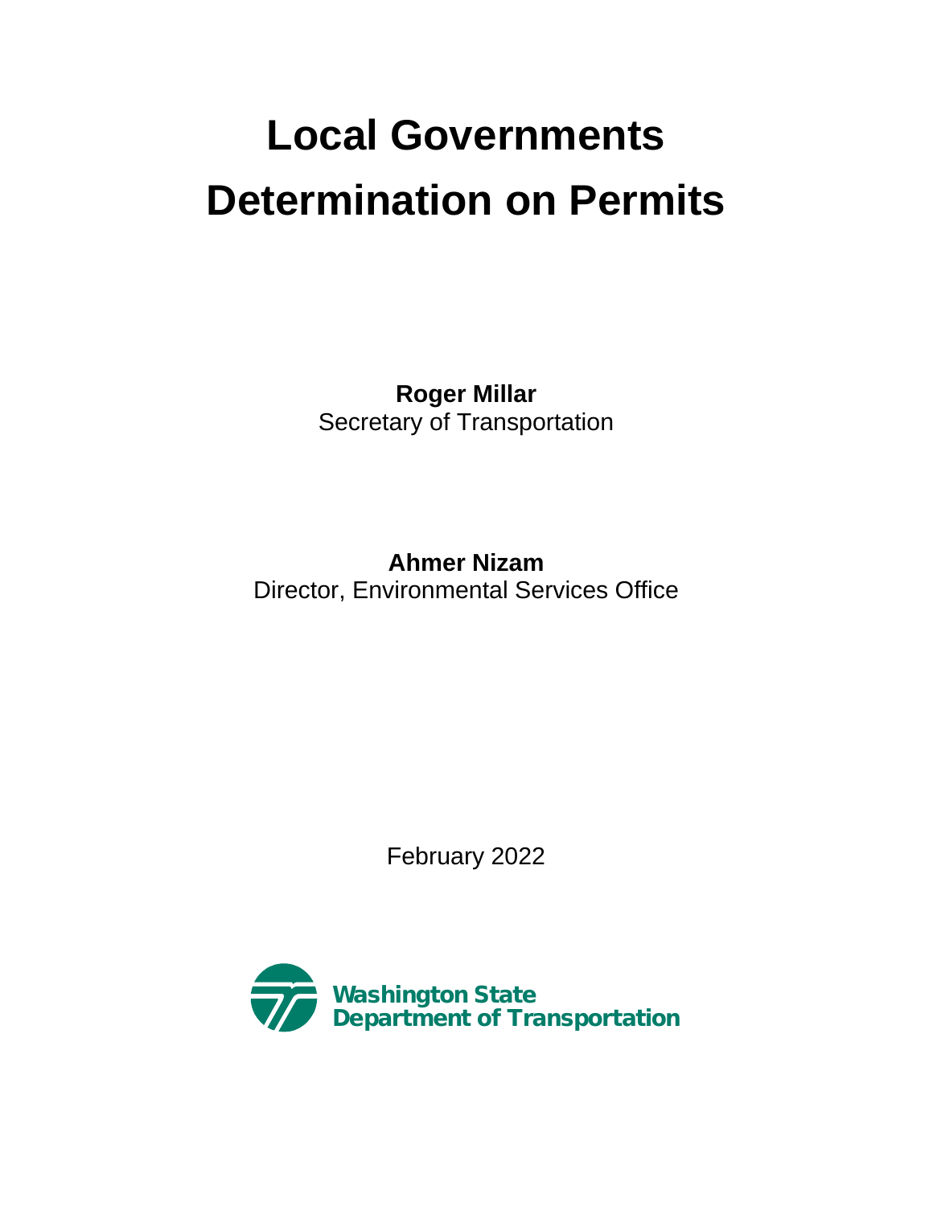# Local Governments Determination on Permits

**Roger Millar**
Secretary of Transportation

**Ahmer Nizam**
Director, Environmental Services Office

February 2022

Washington State
Department of Transportation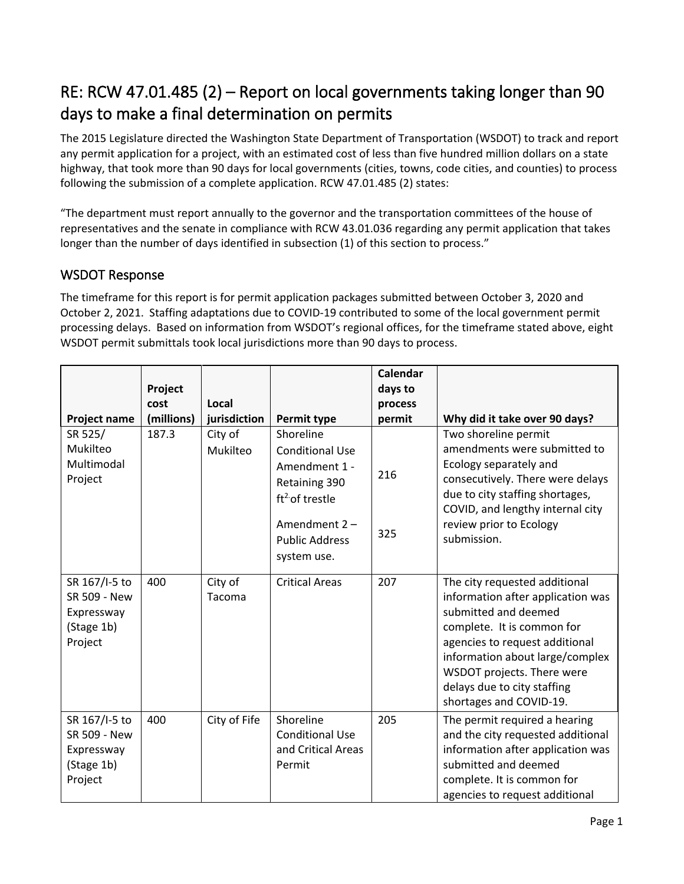# RE: RCW 47.01.485 (2) – Report on local governments taking longer than 90 days to make a final determination on permits

The 2015 Legislature directed the Washington State Department of Transportation (WSDOT) to track and report any permit application for a project, with an estimated cost of less than five hundred million dollars on a state highway, that took more than 90 days for local governments (cities, towns, code cities, and counties) to process following the submission of a complete application. RCW 47.01.485 (2) states:

"The department must report annually to the governor and the transportation committees of the house of representatives and the senate in compliance with RCW 43.01.036 regarding any permit application that takes longer than the number of days identified in subsection (1) of this section to process."

## WSDOT Response

The timeframe for this report is for permit application packages submitted between October 3, 2020 and October 2, 2021. Staffing adaptations due to COVID-19 contributed to some of the local government permit processing delays. Based on information from WSDOT's regional offices, for the timeframe stated above, eight WSDOT permit submittals took local jurisdictions more than 90 days to process.

| Project name | Project cost (millions) | Local jurisdiction | Permit type | Calendar days to process permit | Why did it take over 90 days? |
|---|---|---|---|---|---|
| SR 525/ Mukilteo Multimodal Project | 187.3 | City of Mukilteo | Shoreline Conditional Use Amendment 1 - Retaining 390 $ft^2$ of trestle<br><br>Amendment 2 – Public Address system use. | 216<br><br>325 | Two shoreline permit amendments were submitted to Ecology separately and consecutively. There were delays due to city staffing shortages, COVID, and lengthy internal city review prior to Ecology submission. |
| SR 167/I-5 to SR 509 - New Expressway (Stage 1b) Project | 400 | City of Tacoma | Critical Areas | 207 | The city requested additional information after application was submitted and deemed complete. It is common for agencies to request additional information about large/complex WSDOT projects. There were delays due to city staffing shortages and COVID-19. |
| SR 167/I-5 to SR 509 - New Expressway (Stage 1b) Project | 400 | City of Fife | Shoreline Conditional Use and Critical Areas Permit | 205 | The permit required a hearing and the city requested additional information after application was submitted and deemed complete. It is common for agencies to request additional |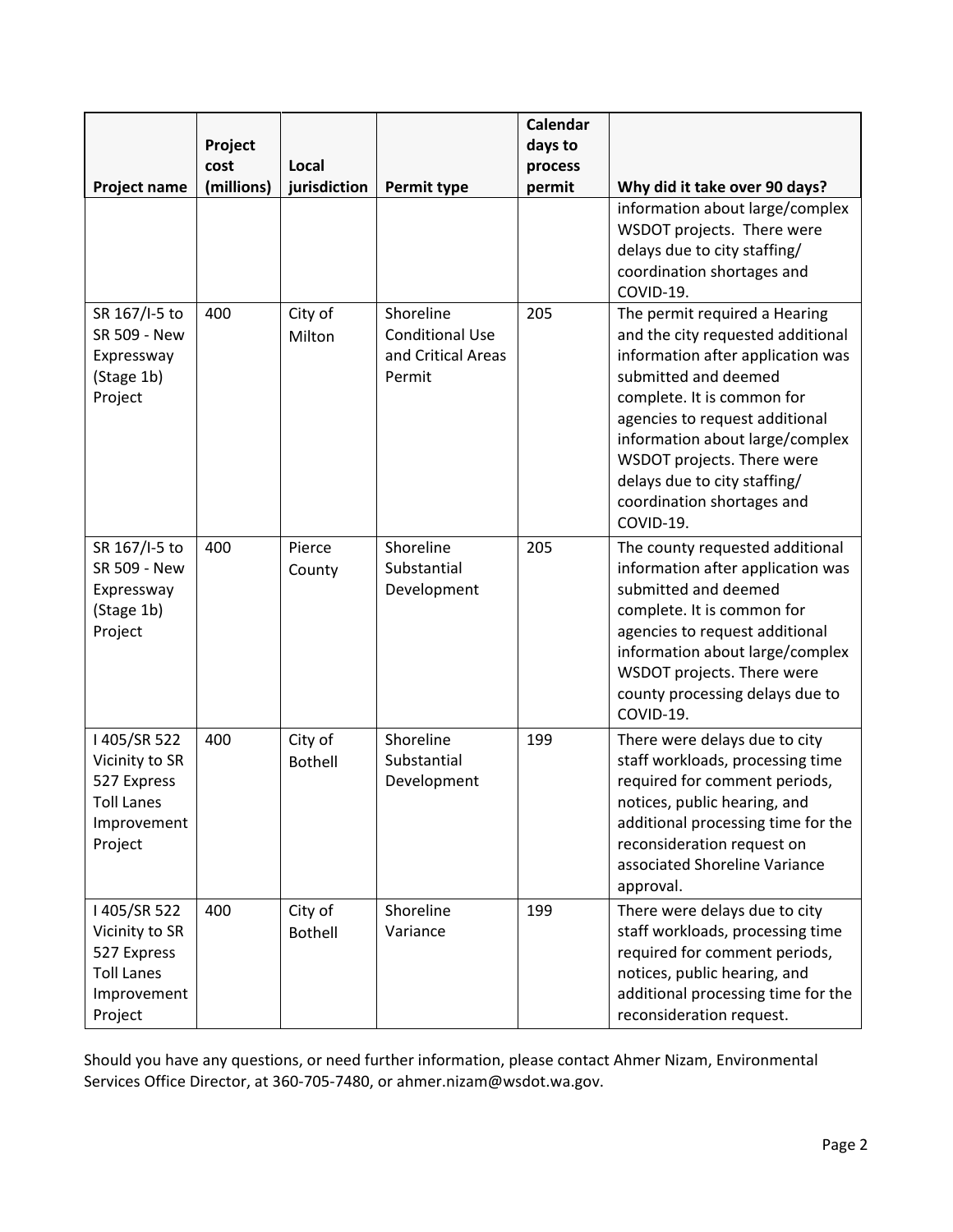| Project name | Project cost (millions) | Local jurisdiction | Permit type | Calendar days to process permit | Why did it take over 90 days? |
|---|---|---|---|---|---|
| | | | | | information about large/complex WSDOT projects. There were delays due to city staffing/ coordination shortages and COVID-19. |
| SR 167/I-5 to SR 509 - New Expressway (Stage 1b) Project | 400 | City of Milton | Shoreline Conditional Use and Critical Areas Permit | 205 | The permit required a Hearing and the city requested additional information after application was submitted and deemed complete. It is common for agencies to request additional information about large/complex WSDOT projects. There were delays due to city staffing/ coordination shortages and COVID-19. |
| SR 167/I-5 to SR 509 - New Expressway (Stage 1b) Project | 400 | Pierce County | Shoreline Substantial Development | 205 | The county requested additional information after application was submitted and deemed complete. It is common for agencies to request additional information about large/complex WSDOT projects. There were county processing delays due to COVID-19. |
| I 405/SR 522 Vicinity to SR 527 Express Toll Lanes Improvement Project | 400 | City of Bothell | Shoreline Substantial Development | 199 | There were delays due to city staff workloads, processing time required for comment periods, notices, public hearing, and additional processing time for the reconsideration request on associated Shoreline Variance approval. |
| I 405/SR 522 Vicinity to SR 527 Express Toll Lanes Improvement Project | 400 | City of Bothell | Shoreline Variance | 199 | There were delays due to city staff workloads, processing time required for comment periods, notices, public hearing, and additional processing time for the reconsideration request. |

Should you have any questions, or need further information, please contact Ahmer Nizam, Environmental Services Office Director, at 360-705-7480, or ahmer.nizam@wsdot.wa.gov.